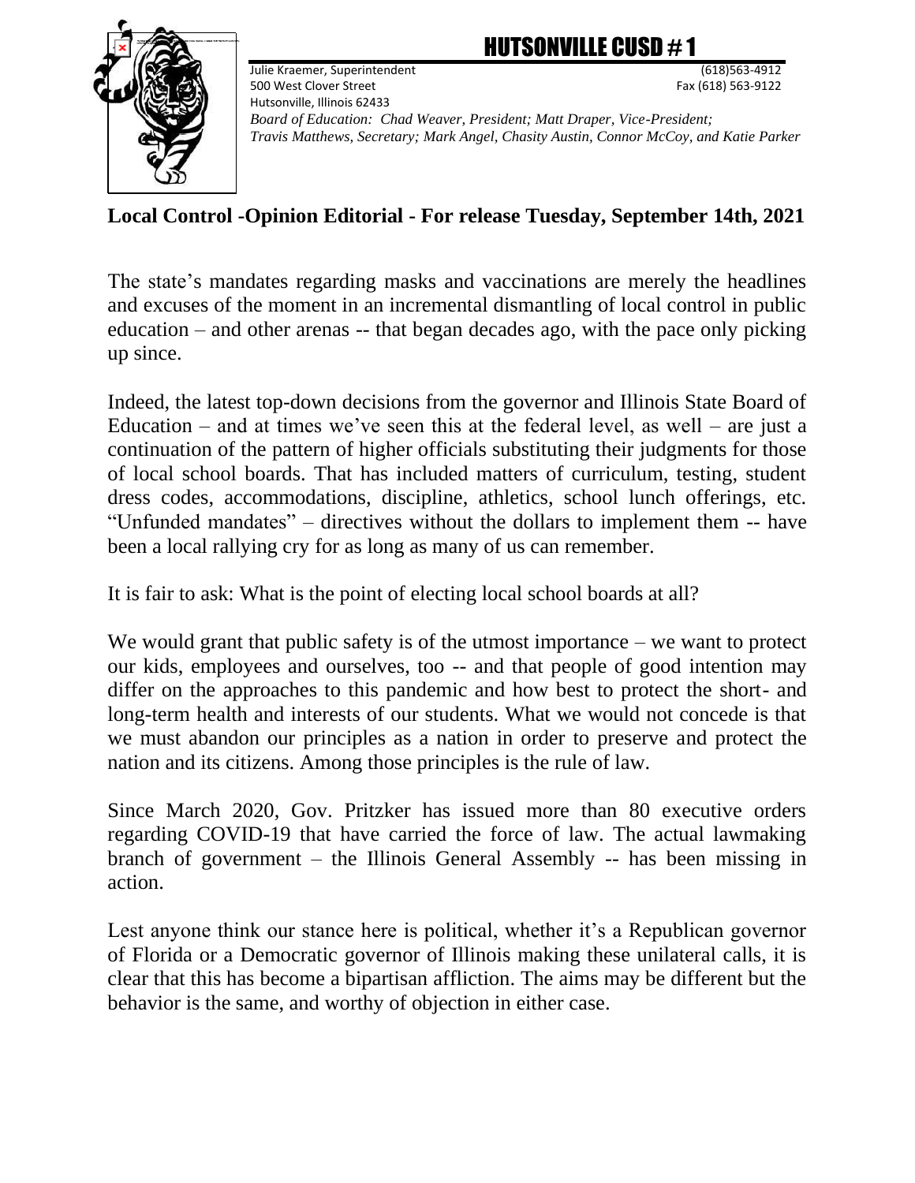# HUTSONVILLE CUSD #1

Julie Kraemer, Superintendent (618)563-4912
500 West Clover Street Fax (618) 563-9122
Hutsonville, Illinois 62433

*Board of Education: Chad Weaver, President; Matt Draper, Vice-President; Travis Matthews, Secretary; Mark Angel, Chasity Austin, Connor McCoy, and Katie Parker*

**Local Control -Opinion Editorial - For release Tuesday, September 14th, 2021**

The state's mandates regarding masks and vaccinations are merely the headlines and excuses of the moment in an incremental dismantling of local control in public education – and other arenas -- that began decades ago, with the pace only picking up since.

Indeed, the latest top-down decisions from the governor and Illinois State Board of Education – and at times we've seen this at the federal level, as well – are just a continuation of the pattern of higher officials substituting their judgments for those of local school boards. That has included matters of curriculum, testing, student dress codes, accommodations, discipline, athletics, school lunch offerings, etc. "Unfunded mandates" – directives without the dollars to implement them -- have been a local rallying cry for as long as many of us can remember.

It is fair to ask: What is the point of electing local school boards at all?

We would grant that public safety is of the utmost importance – we want to protect our kids, employees and ourselves, too -- and that people of good intention may differ on the approaches to this pandemic and how best to protect the short- and long-term health and interests of our students. What we would not concede is that we must abandon our principles as a nation in order to preserve and protect the nation and its citizens. Among those principles is the rule of law.

Since March 2020, Gov. Pritzker has issued more than 80 executive orders regarding COVID-19 that have carried the force of law. The actual lawmaking branch of government – the Illinois General Assembly -- has been missing in action.

Lest anyone think our stance here is political, whether it's a Republican governor of Florida or a Democratic governor of Illinois making these unilateral calls, it is clear that this has become a bipartisan affliction. The aims may be different but the behavior is the same, and worthy of objection in either case.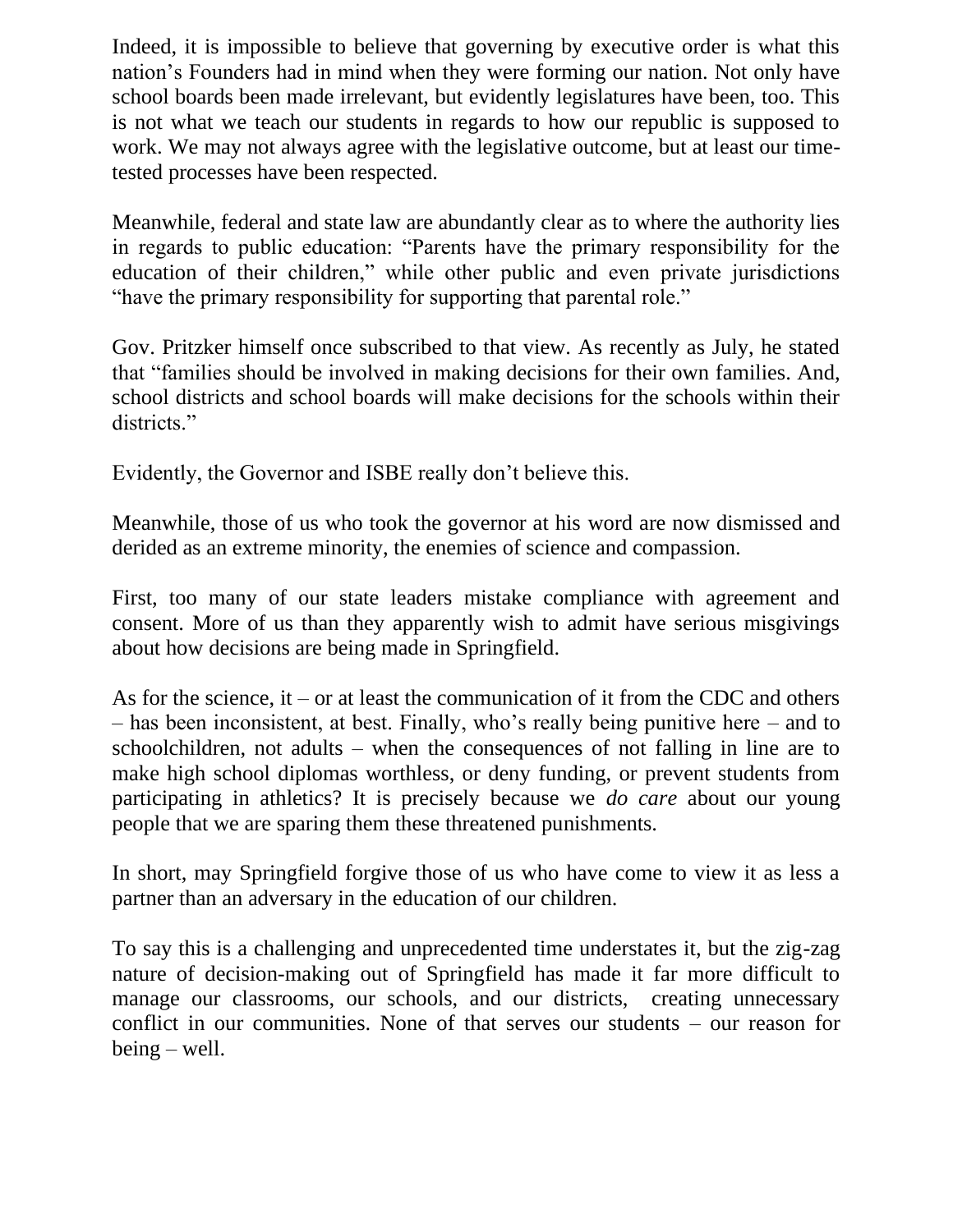Indeed, it is impossible to believe that governing by executive order is what this nation's Founders had in mind when they were forming our nation. Not only have school boards been made irrelevant, but evidently legislatures have been, too. This is not what we teach our students in regards to how our republic is supposed to work. We may not always agree with the legislative outcome, but at least our time-tested processes have been respected.

Meanwhile, federal and state law are abundantly clear as to where the authority lies in regards to public education: "Parents have the primary responsibility for the education of their children," while other public and even private jurisdictions "have the primary responsibility for supporting that parental role."

Gov. Pritzker himself once subscribed to that view. As recently as July, he stated that "families should be involved in making decisions for their own families. And, school districts and school boards will make decisions for the schools within their districts."

Evidently, the Governor and ISBE really don't believe this.

Meanwhile, those of us who took the governor at his word are now dismissed and derided as an extreme minority, the enemies of science and compassion.

First, too many of our state leaders mistake compliance with agreement and consent. More of us than they apparently wish to admit have serious misgivings about how decisions are being made in Springfield.

As for the science, it – or at least the communication of it from the CDC and others – has been inconsistent, at best. Finally, who's really being punitive here – and to schoolchildren, not adults – when the consequences of not falling in line are to make high school diplomas worthless, or deny funding, or prevent students from participating in athletics? It is precisely because we *do care* about our young people that we are sparing them these threatened punishments.

In short, may Springfield forgive those of us who have come to view it as less a partner than an adversary in the education of our children.

To say this is a challenging and unprecedented time understates it, but the zig-zag nature of decision-making out of Springfield has made it far more difficult to manage our classrooms, our schools, and our districts, creating unnecessary conflict in our communities. None of that serves our students – our reason for being – well.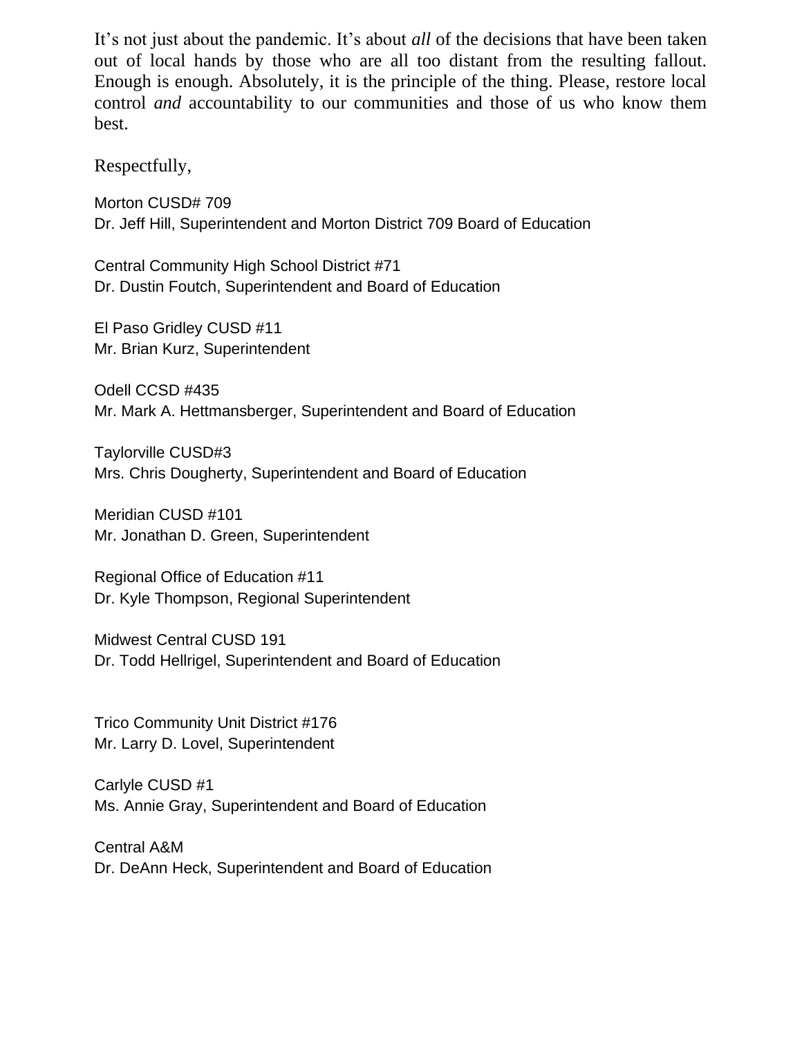It's not just about the pandemic. It's about *all* of the decisions that have been taken out of local hands by those who are all too distant from the resulting fallout. Enough is enough. Absolutely, it is the principle of the thing. Please, restore local control *and* accountability to our communities and those of us who know them best.

Respectfully,

Morton CUSD# 709
Dr. Jeff Hill, Superintendent and Morton District 709 Board of Education

Central Community High School District #71
Dr. Dustin Foutch, Superintendent and Board of Education

El Paso Gridley CUSD #11
Mr. Brian Kurz, Superintendent

Odell CCSD #435
Mr. Mark A. Hettmansberger, Superintendent and Board of Education

Taylorville CUSD#3
Mrs. Chris Dougherty, Superintendent and Board of Education

Meridian CUSD #101
Mr. Jonathan D. Green, Superintendent

Regional Office of Education #11
Dr. Kyle Thompson, Regional Superintendent

Midwest Central CUSD 191
Dr. Todd Hellrigel, Superintendent and Board of Education

Trico Community Unit District #176
Mr. Larry D. Lovel, Superintendent

Carlyle CUSD #1
Ms. Annie Gray, Superintendent and Board of Education

Central A&M
Dr. DeAnn Heck, Superintendent and Board of Education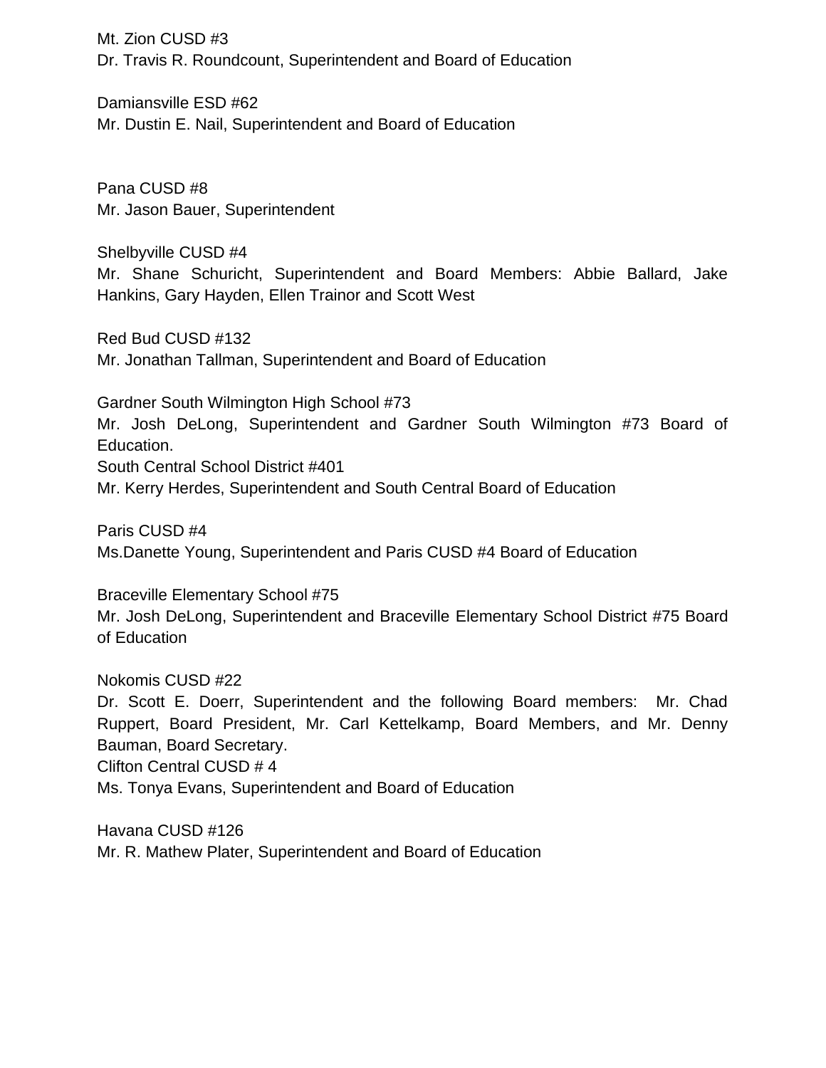Mt. Zion CUSD #3
Dr. Travis R. Roundcount, Superintendent and Board of Education

Damiansville ESD #62
Mr. Dustin E. Nail, Superintendent and Board of Education

Pana CUSD #8
Mr. Jason Bauer, Superintendent

Shelbyville CUSD #4
Mr. Shane Schuricht, Superintendent and Board Members: Abbie Ballard, Jake Hankins, Gary Hayden, Ellen Trainor and Scott West

Red Bud CUSD #132
Mr. Jonathan Tallman, Superintendent and Board of Education

Gardner South Wilmington High School #73
Mr. Josh DeLong, Superintendent and Gardner South Wilmington #73 Board of Education.
South Central School District #401
Mr. Kerry Herdes, Superintendent and South Central Board of Education

Paris CUSD #4
Ms.Danette Young, Superintendent and Paris CUSD #4 Board of Education

Braceville Elementary School #75
Mr. Josh DeLong, Superintendent and Braceville Elementary School District #75 Board of Education

Nokomis CUSD #22
Dr. Scott E. Doerr, Superintendent and the following Board members: Mr. Chad Ruppert, Board President, Mr. Carl Kettelkamp, Board Members, and Mr. Denny Bauman, Board Secretary.
Clifton Central CUSD # 4
Ms. Tonya Evans, Superintendent and Board of Education

Havana CUSD #126
Mr. R. Mathew Plater, Superintendent and Board of Education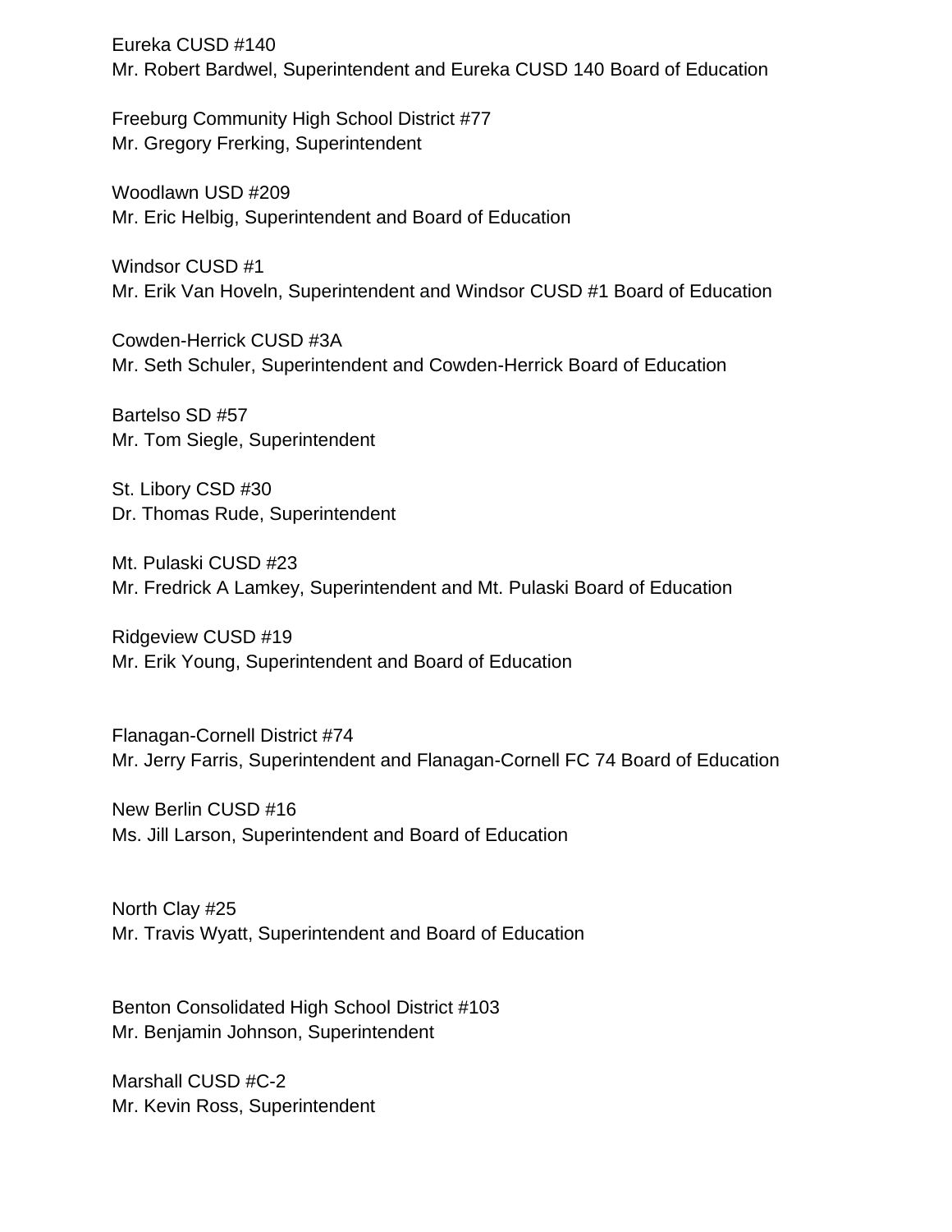Eureka CUSD #140
Mr. Robert Bardwel, Superintendent and Eureka CUSD 140 Board of Education

Freeburg Community High School District #77
Mr. Gregory Frerking, Superintendent

Woodlawn USD #209
Mr. Eric Helbig, Superintendent and Board of Education

Windsor CUSD #1
Mr. Erik Van Hoveln, Superintendent and Windsor CUSD #1 Board of Education

Cowden-Herrick CUSD #3A
Mr. Seth Schuler, Superintendent and Cowden-Herrick Board of Education

Bartelso SD #57
Mr. Tom Siegle, Superintendent

St. Libory CSD #30
Dr. Thomas Rude, Superintendent

Mt. Pulaski CUSD #23
Mr. Fredrick A Lamkey, Superintendent and Mt. Pulaski Board of Education

Ridgeview CUSD #19
Mr. Erik Young, Superintendent and Board of Education

Flanagan-Cornell District #74
Mr. Jerry Farris, Superintendent and Flanagan-Cornell FC 74 Board of Education

New Berlin CUSD #16
Ms. Jill Larson, Superintendent and Board of Education

North Clay #25
Mr. Travis Wyatt, Superintendent and Board of Education

Benton Consolidated High School District #103
Mr. Benjamin Johnson, Superintendent

Marshall CUSD #C-2
Mr. Kevin Ross, Superintendent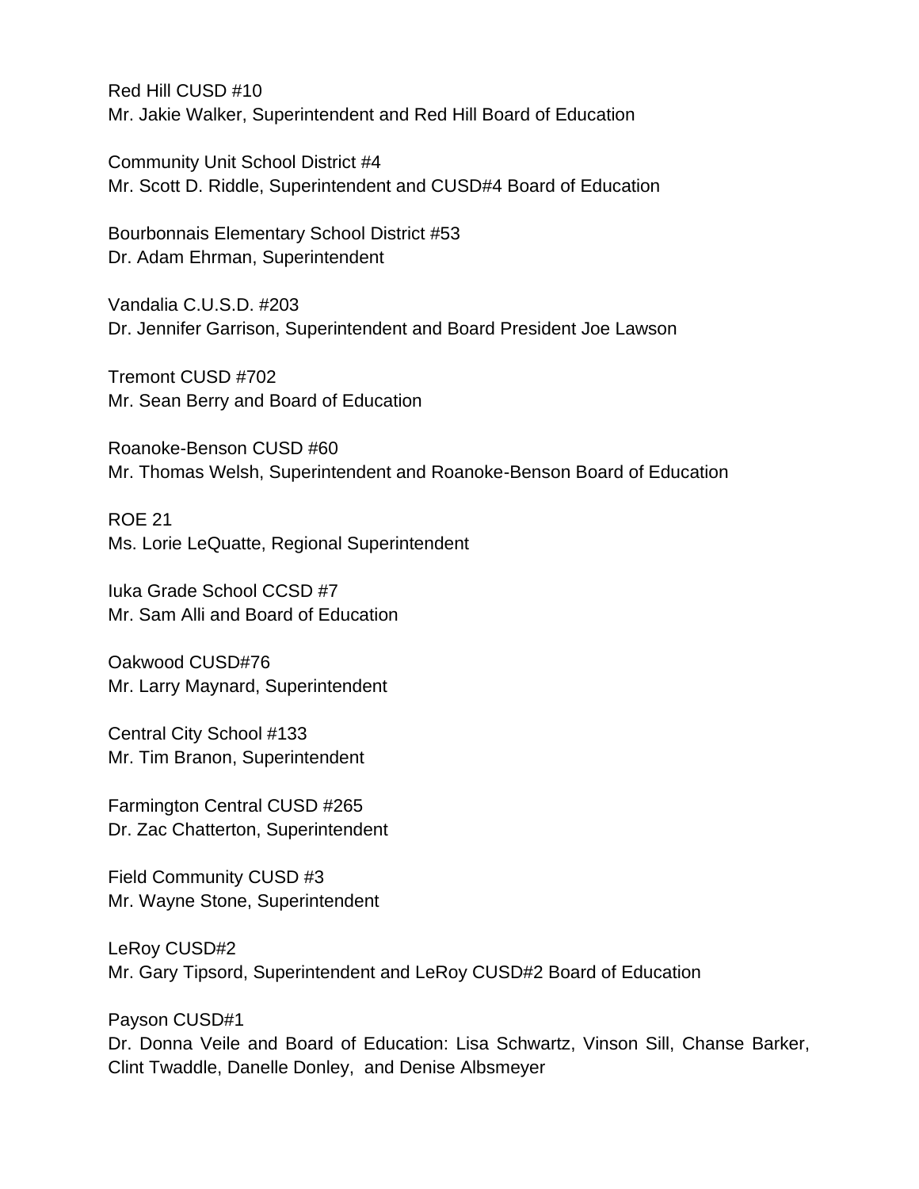Red Hill CUSD #10
Mr. Jakie Walker, Superintendent and Red Hill Board of Education

Community Unit School District #4
Mr. Scott D. Riddle, Superintendent and CUSD#4 Board of Education

Bourbonnais Elementary School District #53
Dr. Adam Ehrman, Superintendent

Vandalia C.U.S.D. #203
Dr. Jennifer Garrison, Superintendent and Board President Joe Lawson

Tremont CUSD #702
Mr. Sean Berry and Board of Education

Roanoke-Benson CUSD #60
Mr. Thomas Welsh, Superintendent and Roanoke-Benson Board of Education

ROE 21
Ms. Lorie LeQuatte, Regional Superintendent

Iuka Grade School CCSD #7
Mr. Sam Alli and Board of Education

Oakwood CUSD#76
Mr. Larry Maynard, Superintendent

Central City School #133
Mr. Tim Branon, Superintendent

Farmington Central CUSD #265
Dr. Zac Chatterton, Superintendent

Field Community CUSD #3
Mr. Wayne Stone, Superintendent

LeRoy CUSD#2
Mr. Gary Tipsord, Superintendent and LeRoy CUSD#2 Board of Education

Payson CUSD#1
Dr. Donna Veile and Board of Education: Lisa Schwartz, Vinson Sill, Chanse Barker, Clint Twaddle, Danelle Donley, and Denise Albsmeyer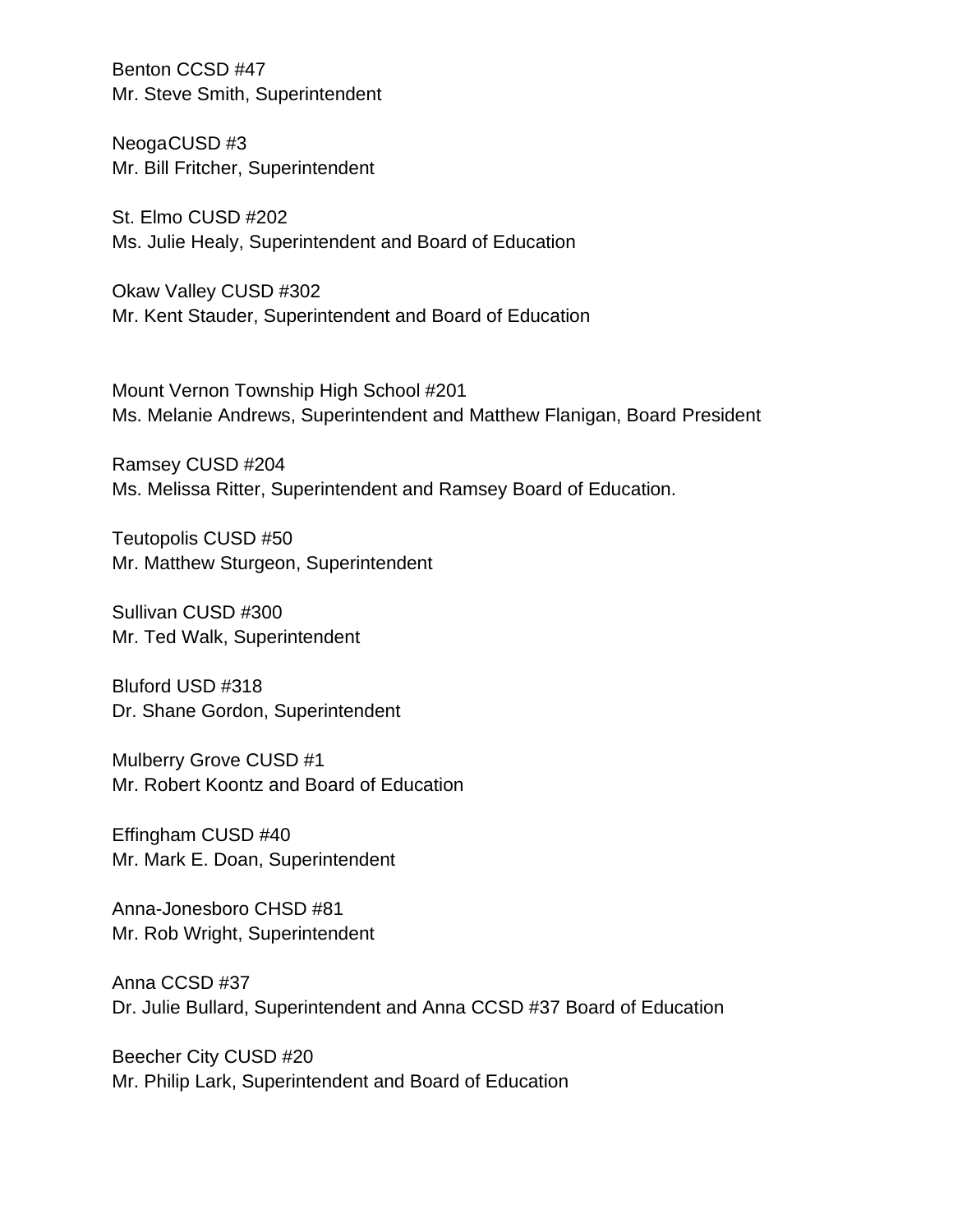Benton CCSD #47
Mr. Steve Smith, Superintendent

NeogaCUSD #3
Mr. Bill Fritcher, Superintendent

St. Elmo CUSD #202
Ms. Julie Healy, Superintendent and Board of Education

Okaw Valley CUSD #302
Mr. Kent Stauder, Superintendent and Board of Education

Mount Vernon Township High School #201
Ms. Melanie Andrews, Superintendent and Matthew Flanigan, Board President

Ramsey CUSD #204
Ms. Melissa Ritter, Superintendent and Ramsey Board of Education.

Teutopolis CUSD #50
Mr. Matthew Sturgeon, Superintendent

Sullivan CUSD #300
Mr. Ted Walk, Superintendent

Bluford USD #318
Dr. Shane Gordon, Superintendent

Mulberry Grove CUSD #1
Mr. Robert Koontz and Board of Education

Effingham CUSD #40
Mr. Mark E. Doan, Superintendent

Anna-Jonesboro CHSD #81
Mr. Rob Wright, Superintendent

Anna CCSD #37
Dr. Julie Bullard, Superintendent and Anna CCSD #37 Board of Education

Beecher City CUSD #20
Mr. Philip Lark, Superintendent and Board of Education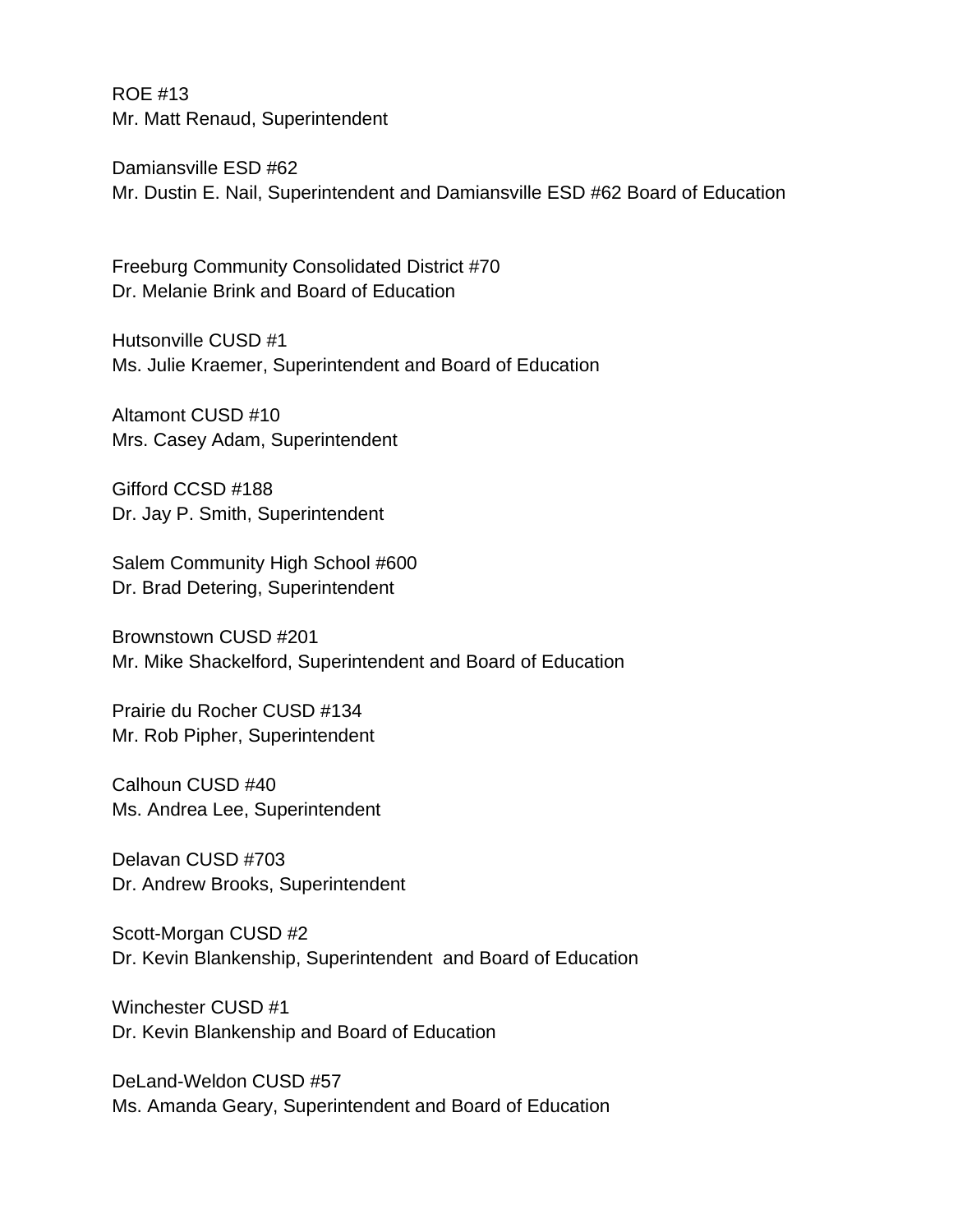ROE #13
Mr. Matt Renaud, Superintendent

Damiansville ESD #62
Mr. Dustin E. Nail, Superintendent and Damiansville ESD #62 Board of Education

Freeburg Community Consolidated District #70
Dr. Melanie Brink and Board of Education

Hutsonville CUSD #1
Ms. Julie Kraemer, Superintendent and Board of Education

Altamont CUSD #10
Mrs. Casey Adam, Superintendent

Gifford CCSD #188
Dr. Jay P. Smith, Superintendent

Salem Community High School #600
Dr. Brad Detering, Superintendent

Brownstown CUSD #201
Mr. Mike Shackelford, Superintendent and Board of Education

Prairie du Rocher CUSD #134
Mr. Rob Pipher, Superintendent

Calhoun CUSD #40
Ms. Andrea Lee, Superintendent

Delavan CUSD #703
Dr. Andrew Brooks, Superintendent

Scott-Morgan CUSD #2
Dr. Kevin Blankenship, Superintendent and Board of Education

Winchester CUSD #1
Dr. Kevin Blankenship and Board of Education

DeLand-Weldon CUSD #57
Ms. Amanda Geary, Superintendent and Board of Education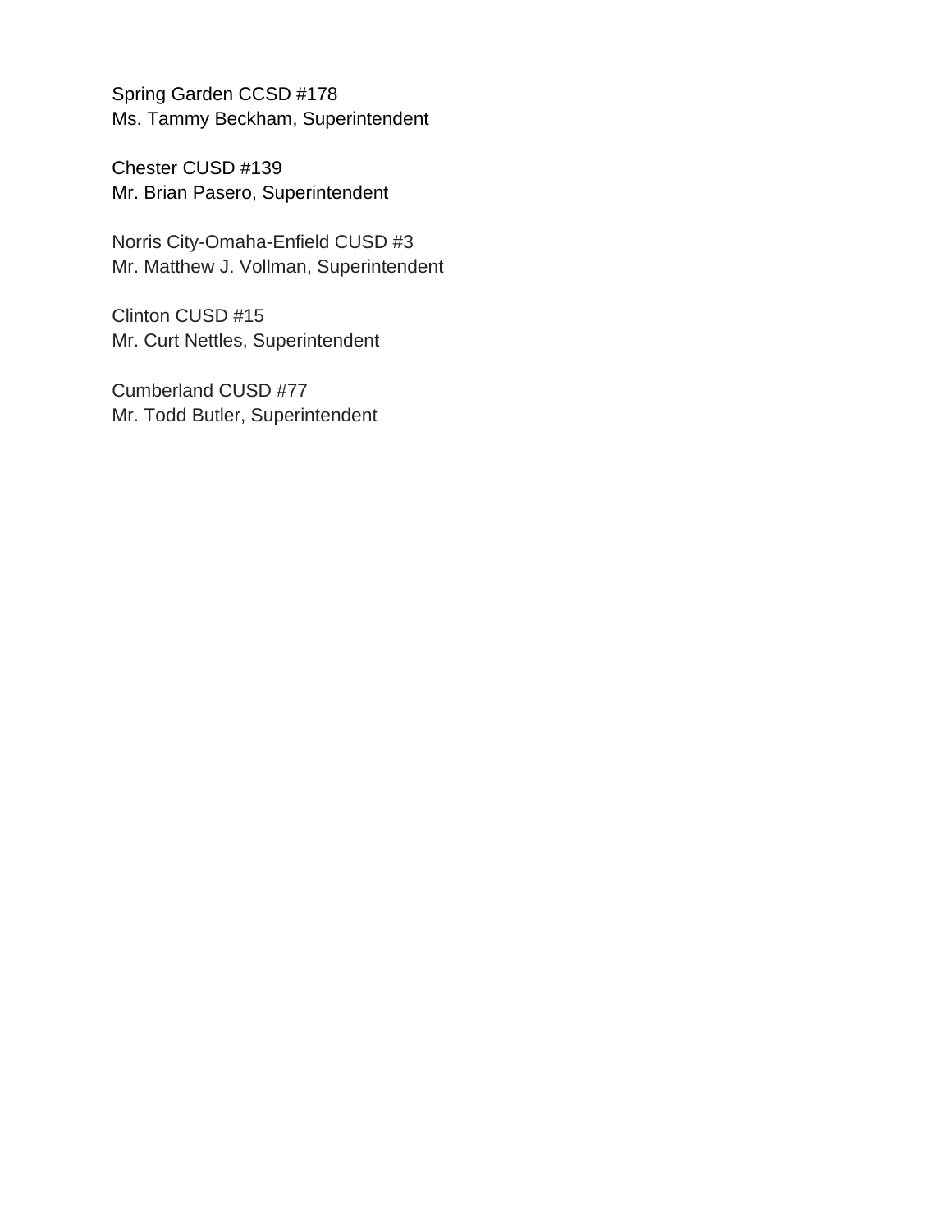Spring Garden CCSD #178
Ms. Tammy Beckham, Superintendent

Chester CUSD #139
Mr. Brian Pasero, Superintendent

Norris City-Omaha-Enfield CUSD #3
Mr. Matthew J. Vollman, Superintendent

Clinton CUSD #15
Mr. Curt Nettles, Superintendent

Cumberland CUSD #77
Mr. Todd Butler, Superintendent